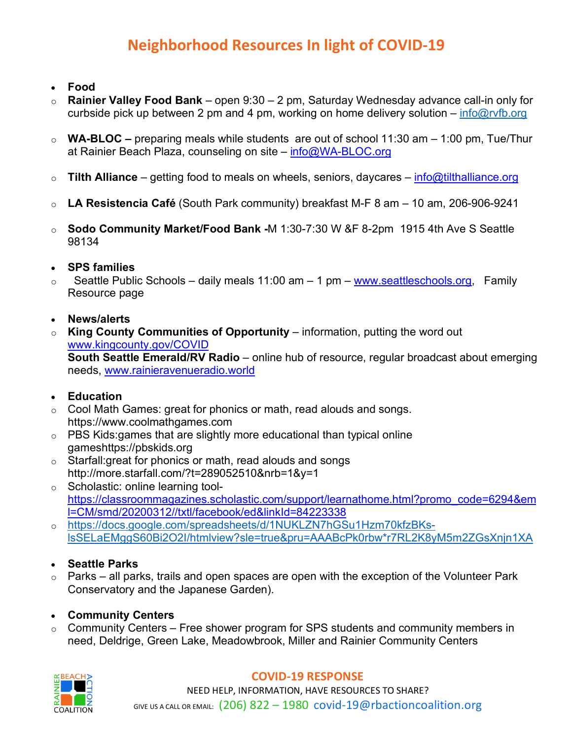# Neighborhood Resources In light of COVID-19

- **Food**
  - **Rainier Valley Food Bank** – open 9:30 – 2 pm, Saturday Wednesday advance call-in only for curbside pick up between 2 pm and 4 pm, working on home delivery solution – info@rvfb.org
  - **WA-BLOC –** preparing meals while students are out of school 11:30 am – 1:00 pm, Tue/Thur at Rainier Beach Plaza, counseling on site – info@WA-BLOC.org
  - **Tilth Alliance** – getting food to meals on wheels, seniors, daycares – info@tilthalliance.org
  - **LA Resistencia Café** (South Park community) breakfast M-F 8 am – 10 am, 206-906-9241
  - **Sodo Community Market/Food Bank -**M 1:30-7:30 W &F 8-2pm 1915 4th Ave S Seattle 98134

- **SPS families**
  - Seattle Public Schools – daily meals 11:00 am – 1 pm – www.seattleschools.org, Family Resource page

- **News/alerts**
  - **King County Communities of Opportunity** – information, putting the word out www.kingcounty.gov/COVID
    **South Seattle Emerald/RV Radio** – online hub of resource, regular broadcast about emerging needs, www.rainieravenueradio.world

- **Education**
  - Cool Math Games: great for phonics or math, read alouds and songs. https://www.coolmathgames.com
  - PBS Kids:games that are slightly more educational than typical online gameshttps://pbskids.org
  - Starfall:great for phonics or math, read alouds and songs http://more.starfall.com/?t=289052510&nrb=1&y=1
  - Scholastic: online learning tool- https://classroommagazines.scholastic.com/support/learnathome.html?promo_code=6294&eml=CM/smd/20200312//txtl/facebook/ed&linkId=84223338
  - https://docs.google.com/spreadsheets/d/1NUKLZN7hGSu1Hzm70kfzBKs-lsSELaEMggS60Bi2O2I/htmlview?sle=true&pru=AAABcPk0rbw*r7RL2K8yM5m2ZGsXnjn1XA

- **Seattle Parks**
  - Parks – all parks, trails and open spaces are open with the exception of the Volunteer Park Conservatory and the Japanese Garden).

- **Community Centers**
  - Community Centers – Free shower program for SPS students and community members in need, Deldrige, Green Lake, Meadowbrook, Miller and Rainier Community Centers

RAINIER BEACH ACTION COALITION

**COVID-19 RESPONSE**

NEED HELP, INFORMATION, HAVE RESOURCES TO SHARE?

GIVE US A CALL OR EMAIL: (206) 822 – 1980 covid-19@rbactioncoalition.org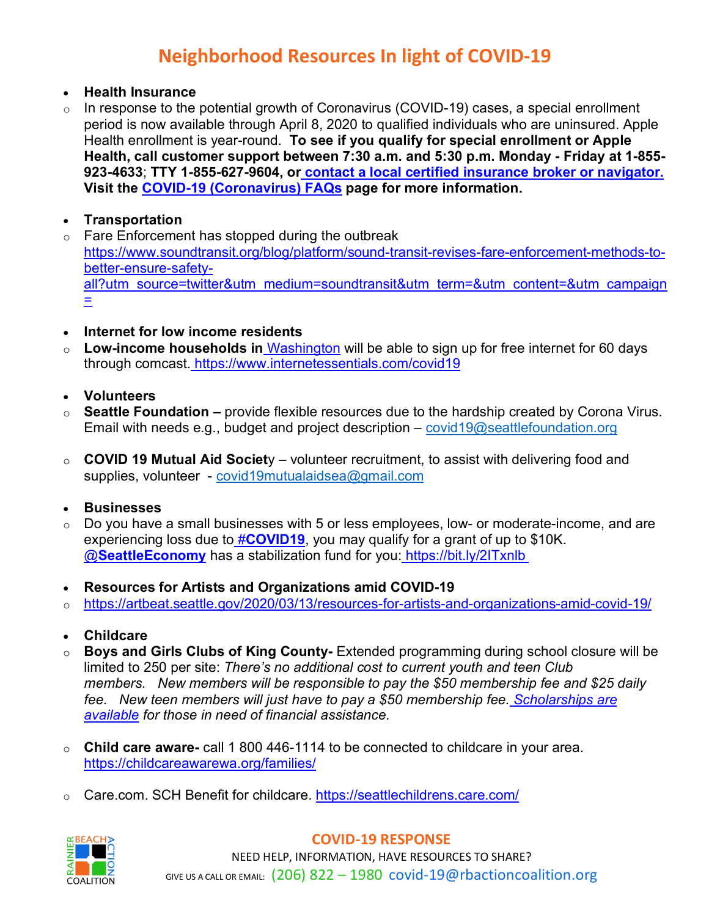# Neighborhood Resources In light of COVID-19

- **Health Insurance**
  - In response to the potential growth of Coronavirus (COVID-19) cases, a special enrollment period is now available through April 8, 2020 to qualified individuals who are uninsured. Apple Health enrollment is year-round. **To see if you qualify for special enrollment or Apple Health, call customer support between 7:30 a.m. and 5:30 p.m. Monday - Friday at 1-855-923-4633**; **TTY 1-855-627-9604, or contact a local certified insurance broker or navigator. Visit the COVID-19 (Coronavirus) FAQs page for more information.**

- **Transportation**
  - Fare Enforcement has stopped during the outbreak https://www.soundtransit.org/blog/platform/sound-transit-revises-fare-enforcement-methods-to-better-ensure-safety-all?utm_source=twitter&utm_medium=soundtransit&utm_term=&utm_content=&utm_campaign=

- **Internet for low income residents**
  - **Low-income households in** Washington will be able to sign up for free internet for 60 days through comcast. https://www.internetessentials.com/covid19

- **Volunteers**
  - **Seattle Foundation –** provide flexible resources due to the hardship created by Corona Virus. Email with needs e.g., budget and project description – covid19@seattlefoundation.org
  - **COVID 19 Mutual Aid Societ**y – volunteer recruitment, to assist with delivering food and supplies, volunteer - covid19mutualaidsea@gmail.com

- **Businesses**
  - Do you have a small businesses with 5 or less employees, low- or moderate-income, and are experiencing loss due to **#COVID19**, you may qualify for a grant of up to $10K. **@SeattleEconomy** has a stabilization fund for you: https://bit.ly/2ITxnlb

- **Resources for Artists and Organizations amid COVID-19**
  - https://artbeat.seattle.gov/2020/03/13/resources-for-artists-and-organizations-amid-covid-19/

- **Childcare**
  - **Boys and Girls Clubs of King County-** Extended programming during school closure will be limited to 250 per site: *There's no additional cost to current youth and teen Club members. New members will be responsible to pay the $50 membership fee and $25 daily fee. New teen members will just have to pay a $50 membership fee. Scholarships are available for those in need of financial assistance.*
  - **Child care aware-** call 1 800 446-1114 to be connected to childcare in your area. https://childcareawarewa.org/families/
  - Care.com. SCH Benefit for childcare. https://seattlechildrens.care.com/

RAINIER BEACH ACTION COALITION

**COVID-19 RESPONSE**

NEED HELP, INFORMATION, HAVE RESOURCES TO SHARE?

GIVE US A CALL OR EMAIL: (206) 822 – 1980 covid-19@rbactioncoalition.org